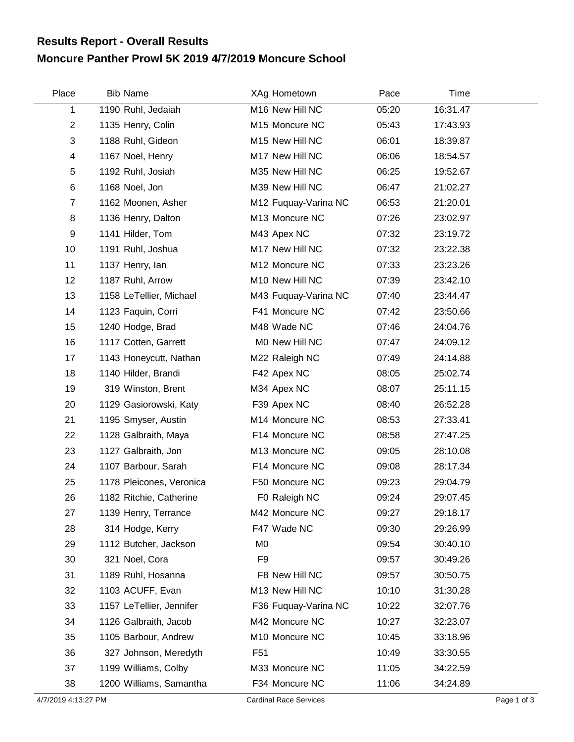## Results Report - Overall Results

# Moncure Panther Prowl 5K 2019 4/7/2019 Moncure School

| Place | Bib | Name | XAg | Hometown | Pace | Time |
|---|---|---|---|---|---|---|
| 1 | 1190 | Ruhl, Jedaiah | M16 | New Hill NC | 05:20 | 16:31.47 |
| 2 | 1135 | Henry, Colin | M15 | Moncure NC | 05:43 | 17:43.93 |
| 3 | 1188 | Ruhl, Gideon | M15 | New Hill NC | 06:01 | 18:39.87 |
| 4 | 1167 | Noel, Henry | M17 | New Hill NC | 06:06 | 18:54.57 |
| 5 | 1192 | Ruhl, Josiah | M35 | New Hill NC | 06:25 | 19:52.67 |
| 6 | 1168 | Noel, Jon | M39 | New Hill NC | 06:47 | 21:02.27 |
| 7 | 1162 | Moonen, Asher | M12 | Fuquay-Varina NC | 06:53 | 21:20.01 |
| 8 | 1136 | Henry, Dalton | M13 | Moncure NC | 07:26 | 23:02.97 |
| 9 | 1141 | Hilder, Tom | M43 | Apex NC | 07:32 | 23:19.72 |
| 10 | 1191 | Ruhl, Joshua | M17 | New Hill NC | 07:32 | 23:22.38 |
| 11 | 1137 | Henry, Ian | M12 | Moncure NC | 07:33 | 23:23.26 |
| 12 | 1187 | Ruhl, Arrow | M10 | New Hill NC | 07:39 | 23:42.10 |
| 13 | 1158 | LeTellier, Michael | M43 | Fuquay-Varina NC | 07:40 | 23:44.47 |
| 14 | 1123 | Faquin, Corri | F41 | Moncure NC | 07:42 | 23:50.66 |
| 15 | 1240 | Hodge, Brad | M48 | Wade NC | 07:46 | 24:04.76 |
| 16 | 1117 | Cotten, Garrett | M0 | New Hill NC | 07:47 | 24:09.12 |
| 17 | 1143 | Honeycutt, Nathan | M22 | Raleigh NC | 07:49 | 24:14.88 |
| 18 | 1140 | Hilder, Brandi | F42 | Apex NC | 08:05 | 25:02.74 |
| 19 | 319 | Winston, Brent | M34 | Apex NC | 08:07 | 25:11.15 |
| 20 | 1129 | Gasiorowski, Katy | F39 | Apex NC | 08:40 | 26:52.28 |
| 21 | 1195 | Smyser, Austin | M14 | Moncure NC | 08:53 | 27:33.41 |
| 22 | 1128 | Galbraith, Maya | F14 | Moncure NC | 08:58 | 27:47.25 |
| 23 | 1127 | Galbraith, Jon | M13 | Moncure NC | 09:05 | 28:10.08 |
| 24 | 1107 | Barbour, Sarah | F14 | Moncure NC | 09:08 | 28:17.34 |
| 25 | 1178 | Pleicones, Veronica | F50 | Moncure NC | 09:23 | 29:04.79 |
| 26 | 1182 | Ritchie, Catherine | F0 | Raleigh NC | 09:24 | 29:07.45 |
| 27 | 1139 | Henry, Terrance | M42 | Moncure NC | 09:27 | 29:18.17 |
| 28 | 314 | Hodge, Kerry | F47 | Wade NC | 09:30 | 29:26.99 |
| 29 | 1112 | Butcher, Jackson | M0 | | 09:54 | 30:40.10 |
| 30 | 321 | Noel, Cora | F9 | | 09:57 | 30:49.26 |
| 31 | 1189 | Ruhl, Hosanna | F8 | New Hill NC | 09:57 | 30:50.75 |
| 32 | 1103 | ACUFF, Evan | M13 | New Hill NC | 10:10 | 31:30.28 |
| 33 | 1157 | LeTellier, Jennifer | F36 | Fuquay-Varina NC | 10:22 | 32:07.76 |
| 34 | 1126 | Galbraith, Jacob | M42 | Moncure NC | 10:27 | 32:23.07 |
| 35 | 1105 | Barbour, Andrew | M10 | Moncure NC | 10:45 | 33:18.96 |
| 36 | 327 | Johnson, Meredyth | F51 | | 10:49 | 33:30.55 |
| 37 | 1199 | Williams, Colby | M33 | Moncure NC | 11:05 | 34:22.59 |
| 38 | 1200 | Williams, Samantha | F34 | Moncure NC | 11:06 | 34:24.89 |

4/7/2019 4:13:27 PM Cardinal Race Services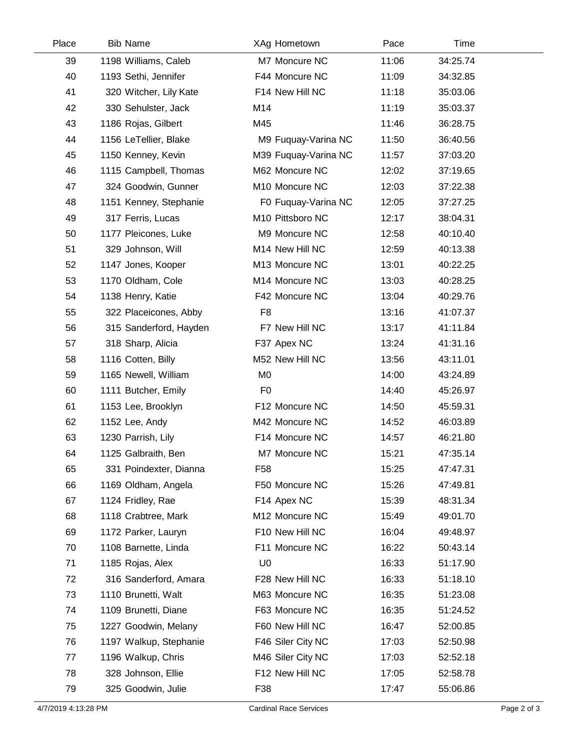| Place | Bib | Name | XAg | Hometown | Pace | Time |
|---|---|---|---|---|---|---|
| 39 | 1198 | Williams, Caleb | M7 | Moncure NC | 11:06 | 34:25.74 |
| 40 | 1193 | Sethi, Jennifer | F44 | Moncure NC | 11:09 | 34:32.85 |
| 41 | 320 | Witcher, Lily Kate | F14 | New Hill NC | 11:18 | 35:03.06 |
| 42 | 330 | Sehulster, Jack | M14 | | 11:19 | 35:03.37 |
| 43 | 1186 | Rojas, Gilbert | M45 | | 11:46 | 36:28.75 |
| 44 | 1156 | LeTellier, Blake | M9 | Fuquay-Varina NC | 11:50 | 36:40.56 |
| 45 | 1150 | Kenney, Kevin | M39 | Fuquay-Varina NC | 11:57 | 37:03.20 |
| 46 | 1115 | Campbell, Thomas | M62 | Moncure NC | 12:02 | 37:19.65 |
| 47 | 324 | Goodwin, Gunner | M10 | Moncure NC | 12:03 | 37:22.38 |
| 48 | 1151 | Kenney, Stephanie | F0 | Fuquay-Varina NC | 12:05 | 37:27.25 |
| 49 | 317 | Ferris, Lucas | M10 | Pittsboro NC | 12:17 | 38:04.31 |
| 50 | 1177 | Pleicones, Luke | M9 | Moncure NC | 12:58 | 40:10.40 |
| 51 | 329 | Johnson, Will | M14 | New Hill NC | 12:59 | 40:13.38 |
| 52 | 1147 | Jones, Kooper | M13 | Moncure NC | 13:01 | 40:22.25 |
| 53 | 1170 | Oldham, Cole | M14 | Moncure NC | 13:03 | 40:28.25 |
| 54 | 1138 | Henry, Katie | F42 | Moncure NC | 13:04 | 40:29.76 |
| 55 | 322 | Placeicones, Abby | F8 | | 13:16 | 41:07.37 |
| 56 | 315 | Sanderford, Hayden | F7 | New Hill NC | 13:17 | 41:11.84 |
| 57 | 318 | Sharp, Alicia | F37 | Apex NC | 13:24 | 41:31.16 |
| 58 | 1116 | Cotten, Billy | M52 | New Hill NC | 13:56 | 43:11.01 |
| 59 | 1165 | Newell, William | M0 | | 14:00 | 43:24.89 |
| 60 | 1111 | Butcher, Emily | F0 | | 14:40 | 45:26.97 |
| 61 | 1153 | Lee, Brooklyn | F12 | Moncure NC | 14:50 | 45:59.31 |
| 62 | 1152 | Lee, Andy | M42 | Moncure NC | 14:52 | 46:03.89 |
| 63 | 1230 | Parrish, Lily | F14 | Moncure NC | 14:57 | 46:21.80 |
| 64 | 1125 | Galbraith, Ben | M7 | Moncure NC | 15:21 | 47:35.14 |
| 65 | 331 | Poindexter, Dianna | F58 | | 15:25 | 47:47.31 |
| 66 | 1169 | Oldham, Angela | F50 | Moncure NC | 15:26 | 47:49.81 |
| 67 | 1124 | Fridley, Rae | F14 | Apex NC | 15:39 | 48:31.34 |
| 68 | 1118 | Crabtree, Mark | M12 | Moncure NC | 15:49 | 49:01.70 |
| 69 | 1172 | Parker, Lauryn | F10 | New Hill NC | 16:04 | 49:48.97 |
| 70 | 1108 | Barnette, Linda | F11 | Moncure NC | 16:22 | 50:43.14 |
| 71 | 1185 | Rojas, Alex | U0 | | 16:33 | 51:17.90 |
| 72 | 316 | Sanderford, Amara | F28 | New Hill NC | 16:33 | 51:18.10 |
| 73 | 1110 | Brunetti, Walt | M63 | Moncure NC | 16:35 | 51:23.08 |
| 74 | 1109 | Brunetti, Diane | F63 | Moncure NC | 16:35 | 51:24.52 |
| 75 | 1227 | Goodwin, Melany | F60 | New Hill NC | 16:47 | 52:00.85 |
| 76 | 1197 | Walkup, Stephanie | F46 | Siler City NC | 17:03 | 52:50.98 |
| 77 | 1196 | Walkup, Chris | M46 | Siler City NC | 17:03 | 52:52.18 |
| 78 | 328 | Johnson, Ellie | F12 | New Hill NC | 17:05 | 52:58.78 |
| 79 | 325 | Goodwin, Julie | F38 | | 17:47 | 55:06.86 |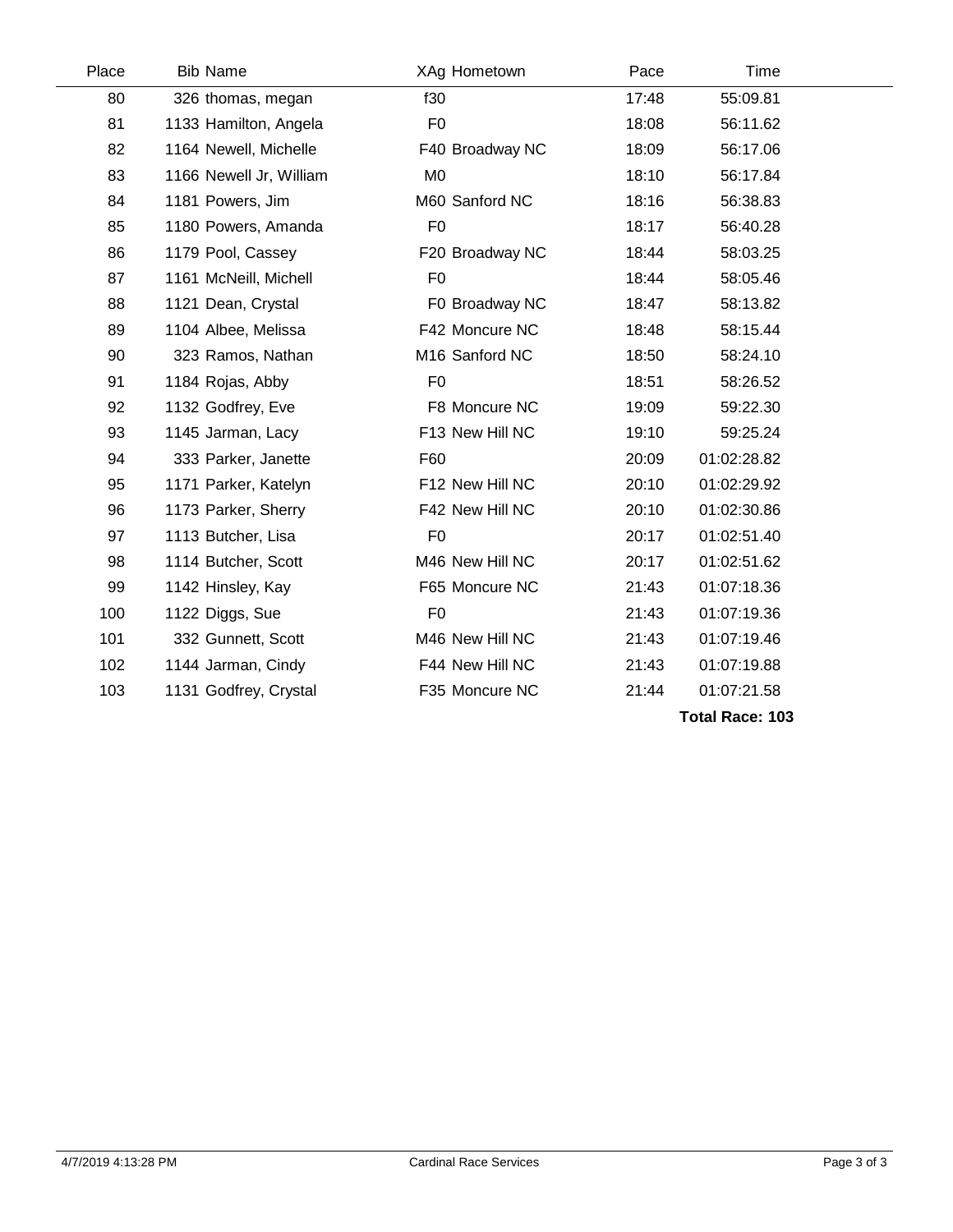| Place | Bib | Name | XAg | Hometown | Pace | Time |
|---|---|---|---|---|---|---|
| 80 | 326 | thomas, megan | f30 | | 17:48 | 55:09.81 |
| 81 | 1133 | Hamilton, Angela | F0 | | 18:08 | 56:11.62 |
| 82 | 1164 | Newell, Michelle | F40 | Broadway NC | 18:09 | 56:17.06 |
| 83 | 1166 | Newell Jr, William | M0 | | 18:10 | 56:17.84 |
| 84 | 1181 | Powers, Jim | M60 | Sanford NC | 18:16 | 56:38.83 |
| 85 | 1180 | Powers, Amanda | F0 | | 18:17 | 56:40.28 |
| 86 | 1179 | Pool, Cassey | F20 | Broadway NC | 18:44 | 58:03.25 |
| 87 | 1161 | McNeill, Michell | F0 | | 18:44 | 58:05.46 |
| 88 | 1121 | Dean, Crystal | F0 | Broadway NC | 18:47 | 58:13.82 |
| 89 | 1104 | Albee, Melissa | F42 | Moncure NC | 18:48 | 58:15.44 |
| 90 | 323 | Ramos, Nathan | M16 | Sanford NC | 18:50 | 58:24.10 |
| 91 | 1184 | Rojas, Abby | F0 | | 18:51 | 58:26.52 |
| 92 | 1132 | Godfrey, Eve | F8 | Moncure NC | 19:09 | 59:22.30 |
| 93 | 1145 | Jarman, Lacy | F13 | New Hill NC | 19:10 | 59:25.24 |
| 94 | 333 | Parker, Janette | F60 | | 20:09 | 01:02:28.82 |
| 95 | 1171 | Parker, Katelyn | F12 | New Hill NC | 20:10 | 01:02:29.92 |
| 96 | 1173 | Parker, Sherry | F42 | New Hill NC | 20:10 | 01:02:30.86 |
| 97 | 1113 | Butcher, Lisa | F0 | | 20:17 | 01:02:51.40 |
| 98 | 1114 | Butcher, Scott | M46 | New Hill NC | 20:17 | 01:02:51.62 |
| 99 | 1142 | Hinsley, Kay | F65 | Moncure NC | 21:43 | 01:07:18.36 |
| 100 | 1122 | Diggs, Sue | F0 | | 21:43 | 01:07:19.36 |
| 101 | 332 | Gunnett, Scott | M46 | New Hill NC | 21:43 | 01:07:19.46 |
| 102 | 1144 | Jarman, Cindy | F44 | New Hill NC | 21:43 | 01:07:19.88 |
| 103 | 1131 | Godfrey, Crystal | F35 | Moncure NC | 21:44 | 01:07:21.58 |

**Total Race: 103**

4/7/2019 4:13:28 PM

Cardinal Race Services